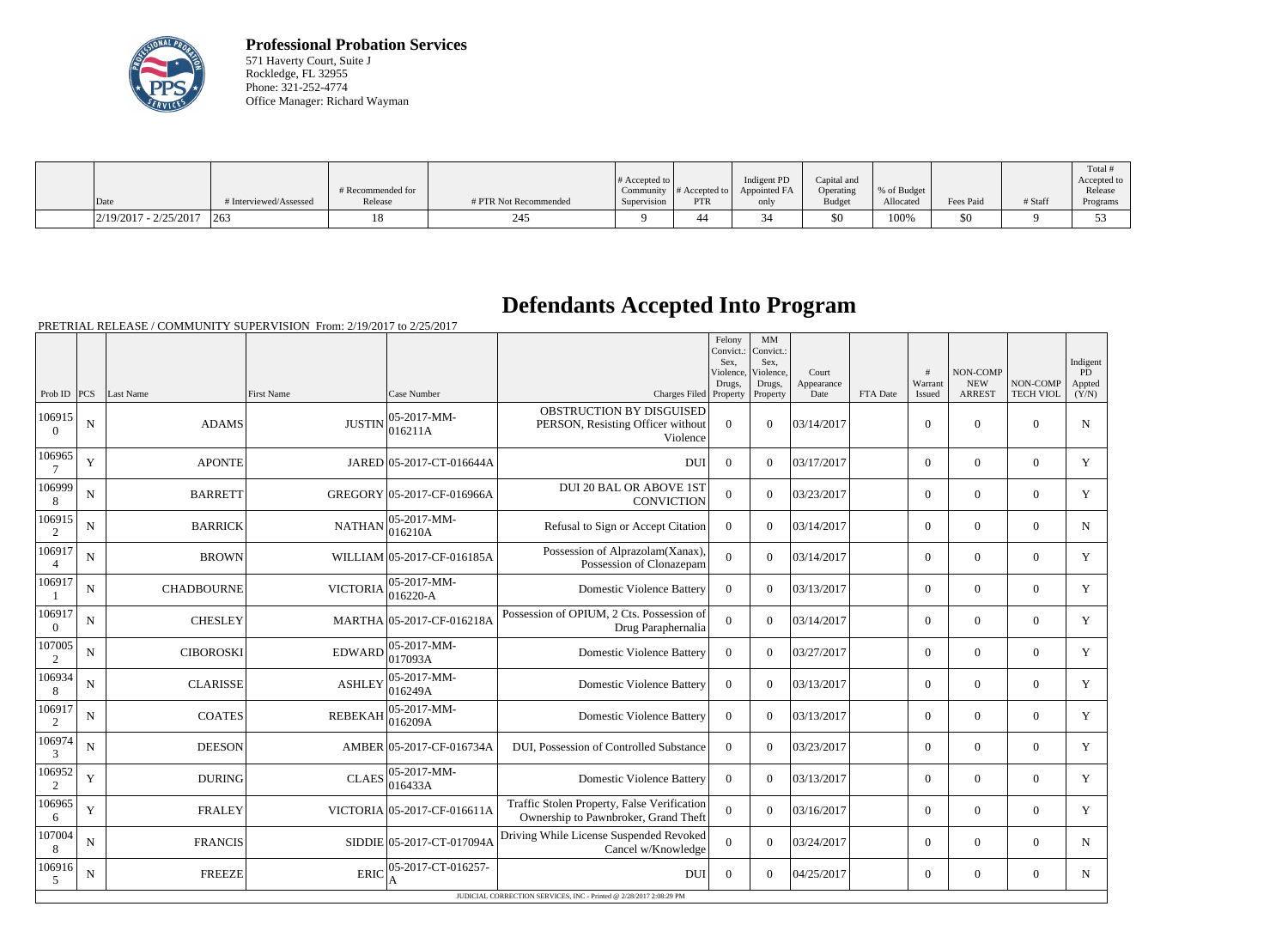**Professional Probation Services**
571 Haverty Court, Suite J
Rockledge, FL 32955
Phone: 321-252-4774
Office Manager: Richard Wayman

| Date | # Interviewed/Assessed | # Recommended for Release | # PTR Not Recommended | # Accepted to Community Supervision | # Accepted to PTR | Indigent PD Appointed FA only | Capital and Operating Budget | % of Budget Allocated | Fees Paid | # Staff | Total # Accepted to Release Programs |
|---|---|---|---|---|---|---|---|---|---|---|---|
| 2/19/2017 - 2/25/2017 | 263 | 18 | 245 | 9 | 44 | 34 | $0 | 100% | $0 | 9 | 53 |

# Defendants Accepted Into Program

PRETRIAL RELEASE / COMMUNITY SUPERVISION From: 2/19/2017 to 2/25/2017

| Prob ID | PCS | Last Name | First Name | Case Number | Charges Filed | Felony Convict.: Sex, Violence, Drugs, Property | MM Convict.: Sex, Violence, Drugs, Property | Court Appearance Date | FTA Date | # Warrant Issued | NON-COMP NEW ARREST | NON-COMP TECH VIOL | Indigent PD Appted (Y/N) |
|---|---|---|---|---|---|---|---|---|---|---|---|---|---|
| 1069150 | N | ADAMS | JUSTIN | 05-2017-MM-016211A | OBSTRUCTION BY DISGUISED PERSON, Resisting Officer without Violence | 0 | 0 | 03/14/2017 | | 0 | 0 | 0 | N |
| 1069657 | Y | APONTE | JARED | 05-2017-CT-016644A | DUI | 0 | 0 | 03/17/2017 | | 0 | 0 | 0 | Y |
| 1069998 | N | BARRETT | GREGORY | 05-2017-CF-016966A | DUI 20 BAL OR ABOVE 1ST CONVICTION | 0 | 0 | 03/23/2017 | | 0 | 0 | 0 | Y |
| 1069152 | N | BARRICK | NATHAN | 05-2017-MM-016210A | Refusal to Sign or Accept Citation | 0 | 0 | 03/14/2017 | | 0 | 0 | 0 | N |
| 1069174 | N | BROWN | WILLIAM | 05-2017-CF-016185A | Possession of Alprazolam(Xanax), Possession of Clonazepam | 0 | 0 | 03/14/2017 | | 0 | 0 | 0 | Y |
| 1069171 | N | CHADBOURNE | VICTORIA | 05-2017-MM-016220-A | Domestic Violence Battery | 0 | 0 | 03/13/2017 | | 0 | 0 | 0 | Y |
| 1069170 | N | CHESLEY | MARTHA | 05-2017-CF-016218A | Possession of OPIUM, 2 Cts. Possession of Drug Paraphernalia | 0 | 0 | 03/14/2017 | | 0 | 0 | 0 | Y |
| 1070052 | N | CIBOROSKI | EDWARD | 05-2017-MM-017093A | Domestic Violence Battery | 0 | 0 | 03/27/2017 | | 0 | 0 | 0 | Y |
| 1069348 | N | CLARISSE | ASHLEY | 05-2017-MM-016249A | Domestic Violence Battery | 0 | 0 | 03/13/2017 | | 0 | 0 | 0 | Y |
| 1069172 | N | COATES | REBEKAH | 05-2017-MM-016209A | Domestic Violence Battery | 0 | 0 | 03/13/2017 | | 0 | 0 | 0 | Y |
| 1069743 | N | DEESON | AMBER | 05-2017-CF-016734A | DUI, Possession of Controlled Substance | 0 | 0 | 03/23/2017 | | 0 | 0 | 0 | Y |
| 1069522 | Y | DURING | CLAES | 05-2017-MM-016433A | Domestic Violence Battery | 0 | 0 | 03/13/2017 | | 0 | 0 | 0 | Y |
| 1069656 | Y | FRALEY | VICTORIA | 05-2017-CF-016611A | Traffic Stolen Property, False Verification Ownership to Pawnbroker, Grand Theft | 0 | 0 | 03/16/2017 | | 0 | 0 | 0 | Y |
| 1070048 | N | FRANCIS | SIDDIE | 05-2017-CT-017094A | Driving While License Suspended Revoked Cancel w/Knowledge | 0 | 0 | 03/24/2017 | | 0 | 0 | 0 | N |
| 1069165 | N | FREEZE | ERIC | 05-2017-CT-016257-A | DUI | 0 | 0 | 04/25/2017 | | 0 | 0 | 0 | N |

JUDICIAL CORRECTION SERVICES, INC - Printed @ 2/28/2017 2:08:29 PM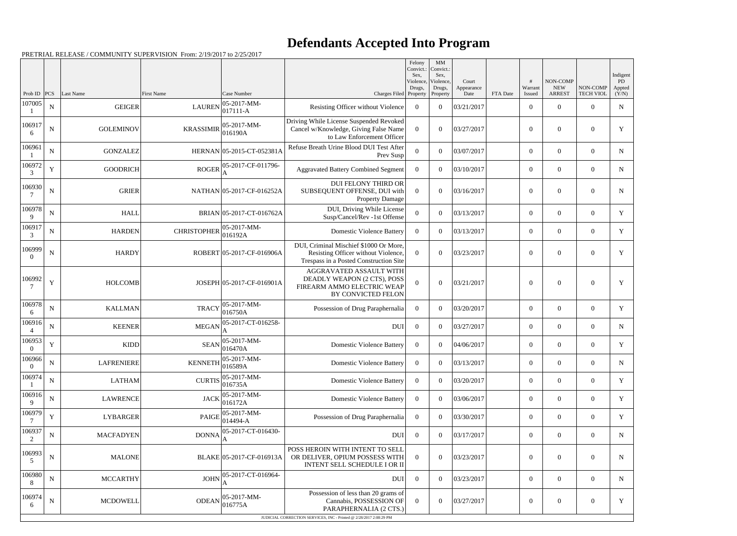# Defendants Accepted Into Program

PRETRIAL RELEASE / COMMUNITY SUPERVISION From: 2/19/2017 to 2/25/2017

| Prob ID | PCS | Last Name | First Name | Case Number | Charges Filed | Felony Convict.: Sex, Violence, Drugs, Property | MM Convict.: Sex, Violence, Drugs, Property | Court Appearance Date | FTA Date | # Warrant Issued | NON-COMP NEW ARREST | NON-COMP TECH VIOL | Indigent PD Appted (Y/N) |
|---|---|---|---|---|---|---|---|---|---|---|---|---|---|
| 1070051 | N | GEIGER | LAUREN | 05-2017-MM-017111-A | Resisting Officer without Violence | 0 | 0 | 03/21/2017 | | 0 | 0 | 0 | N |
| 1069176 | N | GOLEMINOV | KRASSIMIR | 05-2017-MM-016190A | Driving While License Suspended Revoked Cancel w/Knowledge, Giving False Name to Law Enforcement Officer | 0 | 0 | 03/27/2017 | | 0 | 0 | 0 | Y |
| 1069611 | N | GONZALEZ | HERNAN | 05-2015-CT-052381A | Refuse Breath Urine Blood DUI Test After Prev Susp | 0 | 0 | 03/07/2017 | | 0 | 0 | 0 | N |
| 1069723 | Y | GOODRICH | ROGER | 05-2017-CF-011796-A | Aggravated Battery Combined Segment | 0 | 0 | 03/10/2017 | | 0 | 0 | 0 | N |
| 1069307 | N | GRIER | NATHAN | 05-2017-CF-016252A | DUI FELONY THIRD OR SUBSEQUENT OFFENSE, DUI with Property Damage | 0 | 0 | 03/16/2017 | | 0 | 0 | 0 | N |
| 1069789 | N | HALL | BRIAN | 05-2017-CT-016762A | DUI, Driving While License Susp/Cancel/Rev -1st Offense | 0 | 0 | 03/13/2017 | | 0 | 0 | 0 | Y |
| 1069173 | N | HARDEN | CHRISTOPHER | 05-2017-MM-016192A | Domestic Violence Battery | 0 | 0 | 03/13/2017 | | 0 | 0 | 0 | Y |
| 1069990 | N | HARDY | ROBERT | 05-2017-CF-016906A | DUI, Criminal Mischief $1000 Or More, Resisting Officer without Violence, Trespass in a Posted Construction Site | 0 | 0 | 03/23/2017 | | 0 | 0 | 0 | Y |
| 1069927 | Y | HOLCOMB | JOSEPH | 05-2017-CF-016901A | AGGRAVATED ASSAULT WITH DEADLY WEAPON (2 CTS), POSS FIREARM AMMO ELECTRIC WEAP BY CONVICTED FELON | 0 | 0 | 03/21/2017 | | 0 | 0 | 0 | Y |
| 1069786 | N | KALLMAN | TRACY | 05-2017-MM-016750A | Possession of Drug Paraphernalia | 0 | 0 | 03/20/2017 | | 0 | 0 | 0 | Y |
| 1069164 | N | KEENER | MEGAN | 05-2017-CT-016258-A | DUI | 0 | 0 | 03/27/2017 | | 0 | 0 | 0 | N |
| 1069530 | Y | KIDD | SEAN | 05-2017-MM-016470A | Domestic Violence Battery | 0 | 0 | 04/06/2017 | | 0 | 0 | 0 | Y |
| 1069660 | N | LAFRENIERE | KENNETH | 05-2017-MM-016589A | Domestic Violence Battery | 0 | 0 | 03/13/2017 | | 0 | 0 | 0 | N |
| 1069741 | N | LATHAM | CURTIS | 05-2017-MM-016735A | Domestic Violence Battery | 0 | 0 | 03/20/2017 | | 0 | 0 | 0 | Y |
| 1069169 | N | LAWRENCE | JACK | 05-2017-MM-016172A | Domestic Violence Battery | 0 | 0 | 03/06/2017 | | 0 | 0 | 0 | Y |
| 1069797 | Y | LYBARGER | PAIGE | 05-2017-MM-014494-A | Possession of Drug Paraphernalia | 0 | 0 | 03/30/2017 | | 0 | 0 | 0 | Y |
| 1069372 | N | MACFADYEN | DONNA | 05-2017-CT-016430-A | DUI | 0 | 0 | 03/17/2017 | | 0 | 0 | 0 | N |
| 1069935 | N | MALONE | BLAKE | 05-2017-CF-016913A | POSS HEROIN WITH INTENT TO SELL OR DELIVER, OPIUM POSSESS WITH INTENT SELL SCHEDULE I OR II | 0 | 0 | 03/23/2017 | | 0 | 0 | 0 | N |
| 1069808 | N | MCCARTHY | JOHN | 05-2017-CT-016964-A | DUI | 0 | 0 | 03/23/2017 | | 0 | 0 | 0 | N |
| 1069746 | N | MCDOWELL | ODEAN | 05-2017-MM-016775A | Possession of less than 20 grams of Cannabis, POSSESSION OF PARAPHERNALIA (2 CTS.) | 0 | 0 | 03/27/2017 | | 0 | 0 | 0 | Y |

JUDICIAL CORRECTION SERVICES, INC - Printed @ 2/28/2017 2:08:29 PM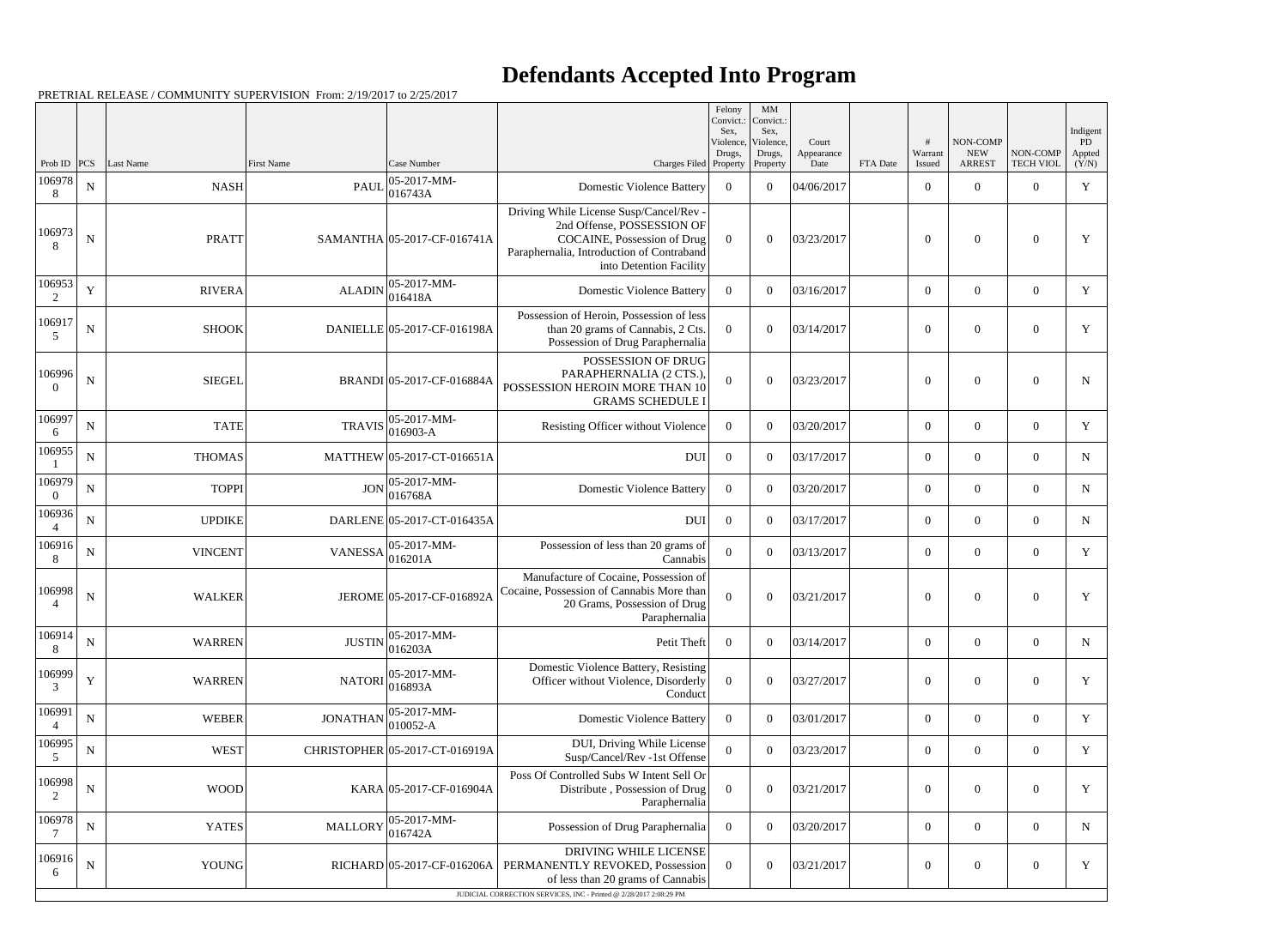# Defendants Accepted Into Program

PRETRIAL RELEASE / COMMUNITY SUPERVISION From: 2/19/2017 to 2/25/2017

| Prob ID | PCS | Last Name | First Name | Case Number | Charges Filed | Felony Convict.: Sex, Violence, Drugs, Property | MM Convict.: Sex, Violence, Drugs, Property | Court Appearance Date | FTA Date | # Warrant Issued | NON-COMP NEW ARREST | NON-COMP TECH VIOL | Indigent PD Appted (Y/N) |
|---|---|---|---|---|---|---|---|---|---|---|---|---|---|
| 1069788 | N | NASH | PAUL | 05-2017-MM-016743A | Domestic Violence Battery | 0 | 0 | 04/06/2017 | | 0 | 0 | 0 | Y |
| 1069738 | N | PRATT | SAMANTHA | 05-2017-CF-016741A | Driving While License Susp/Cancel/Rev - 2nd Offense, POSSESSION OF COCAINE, Possession of Drug Paraphernalia, Introduction of Contraband into Detention Facility | 0 | 0 | 03/23/2017 | | 0 | 0 | 0 | Y |
| 1069532 | Y | RIVERA | ALADIN | 05-2017-MM-016418A | Domestic Violence Battery | 0 | 0 | 03/16/2017 | | 0 | 0 | 0 | Y |
| 1069175 | N | SHOOK | DANIELLE | 05-2017-CF-016198A | Possession of Heroin, Possession of less than 20 grams of Cannabis, 2 Cts. Possession of Drug Paraphernalia | 0 | 0 | 03/14/2017 | | 0 | 0 | 0 | Y |
| 1069960 | N | SIEGEL | BRANDI | 05-2017-CF-016884A | POSSESSION OF DRUG PARAPHERNALIA (2 CTS.), POSSESSION HEROIN MORE THAN 10 GRAMS SCHEDULE I | 0 | 0 | 03/23/2017 | | 0 | 0 | 0 | N |
| 1069976 | N | TATE | TRAVIS | 05-2017-MM-016903-A | Resisting Officer without Violence | 0 | 0 | 03/20/2017 | | 0 | 0 | 0 | Y |
| 1069551 | N | THOMAS | MATTHEW | 05-2017-CT-016651A | DUI | 0 | 0 | 03/17/2017 | | 0 | 0 | 0 | N |
| 1069790 | N | TOPPI | JON | 05-2017-MM-016768A | Domestic Violence Battery | 0 | 0 | 03/20/2017 | | 0 | 0 | 0 | N |
| 1069364 | N | UPDIKE | DARLENE | 05-2017-CT-016435A | DUI | 0 | 0 | 03/17/2017 | | 0 | 0 | 0 | N |
| 1069168 | N | VINCENT | VANESSA | 05-2017-MM-016201A | Possession of less than 20 grams of Cannabis | 0 | 0 | 03/13/2017 | | 0 | 0 | 0 | Y |
| 1069984 | N | WALKER | JEROME | 05-2017-CF-016892A | Manufacture of Cocaine, Possession of Cocaine, Possession of Cannabis More than 20 Grams, Possession of Drug Paraphernalia | 0 | 0 | 03/21/2017 | | 0 | 0 | 0 | Y |
| 1069148 | N | WARREN | JUSTIN | 05-2017-MM-016203A | Petit Theft | 0 | 0 | 03/14/2017 | | 0 | 0 | 0 | N |
| 1069993 | Y | WARREN | NATORI | 05-2017-MM-016893A | Domestic Violence Battery, Resisting Officer without Violence, Disorderly Conduct | 0 | 0 | 03/27/2017 | | 0 | 0 | 0 | Y |
| 1069914 | N | WEBER | JONATHAN | 05-2017-MM-010052-A | Domestic Violence Battery | 0 | 0 | 03/01/2017 | | 0 | 0 | 0 | Y |
| 1069955 | N | WEST | CHRISTOPHER | 05-2017-CT-016919A | DUI, Driving While License Susp/Cancel/Rev -1st Offense | 0 | 0 | 03/23/2017 | | 0 | 0 | 0 | Y |
| 1069982 | N | WOOD | KARA | 05-2017-CF-016904A | Poss Of Controlled Subs W Intent Sell Or Distribute , Possession of Drug Paraphernalia | 0 | 0 | 03/21/2017 | | 0 | 0 | 0 | Y |
| 1069787 | N | YATES | MALLORY | 05-2017-MM-016742A | Possession of Drug Paraphernalia | 0 | 0 | 03/20/2017 | | 0 | 0 | 0 | N |
| 1069166 | N | YOUNG | RICHARD | 05-2017-CF-016206A | DRIVING WHILE LICENSE PERMANENTLY REVOKED, Possession of less than 20 grams of Cannabis | 0 | 0 | 03/21/2017 | | 0 | 0 | 0 | Y |

JUDICIAL CORRECTION SERVICES, INC - Printed @ 2/28/2017 2:08:29 PM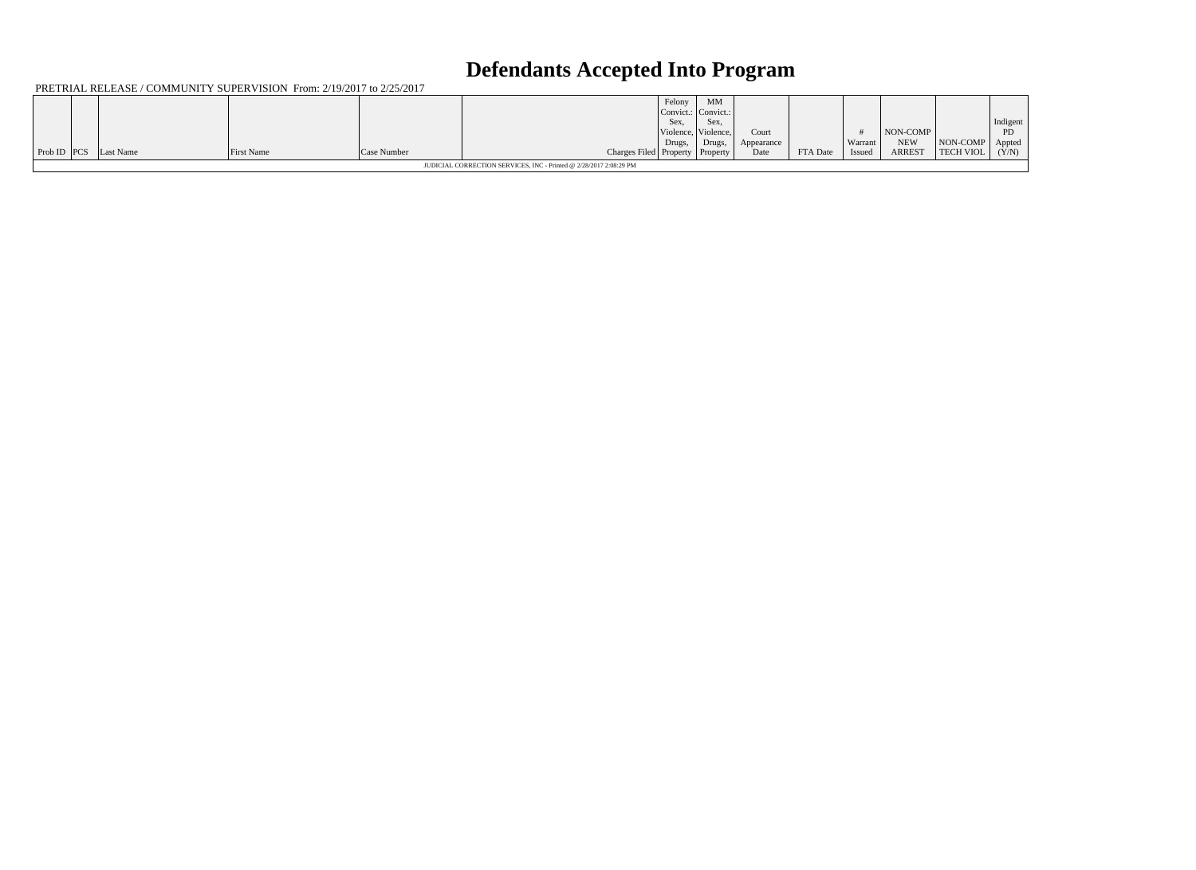# Defendants Accepted Into Program

PRETRIAL RELEASE / COMMUNITY SUPERVISION From: 2/19/2017 to 2/25/2017

| Prob ID | PCS | Last Name | First Name | Case Number | Charges Filed | Felony Convict.: Sex, Violence, Drugs, Property | MM Convict.: Sex, Violence, Drugs, Property | Court Appearance Date | FTA Date | # Warrant Issued | NON-COMP NEW ARREST | NON-COMP TECH VIOL | Indigent PD Appted (Y/N) |
|---|---|---|---|---|---|---|---|---|---|---|---|---|---|

JUDICIAL CORRECTION SERVICES, INC - Printed @ 2/28/2017 2:08:29 PM